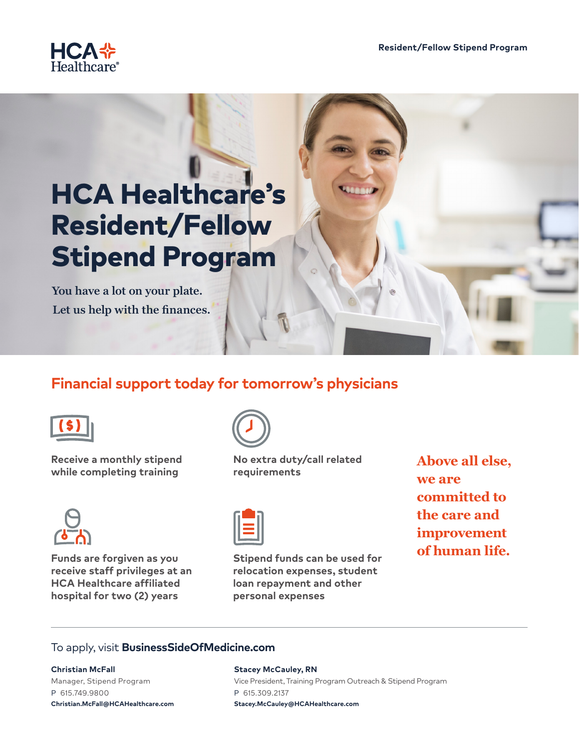# HCA Healthcare's Resident/Fellow Stipend Program

You have a lot on your plate.
Let us help with the finances.

## Financial support today for tomorrow's physicians

- Receive a monthly stipend while completing training
- No extra duty/call related requirements
- Funds are forgiven as you receive staff privileges at an HCA Healthcare affiliated hospital for two (2) years
- Stipend funds can be used for relocation expenses, student loan repayment and other personal expenses

**Above all else, we are committed to the care and improvement of human life.**

---

To apply, visit **BusinessSideOfMedicine.com**

**Christian McFall**
Manager, Stipend Program
P 615.749.9800
**Christian.McFall@HCAHealthcare.com**

**Stacey McCauley, RN**
Vice President, Training Program Outreach & Stipend Program
P 615.309.2137
**Stacey.McCauley@HCAHealthcare.com**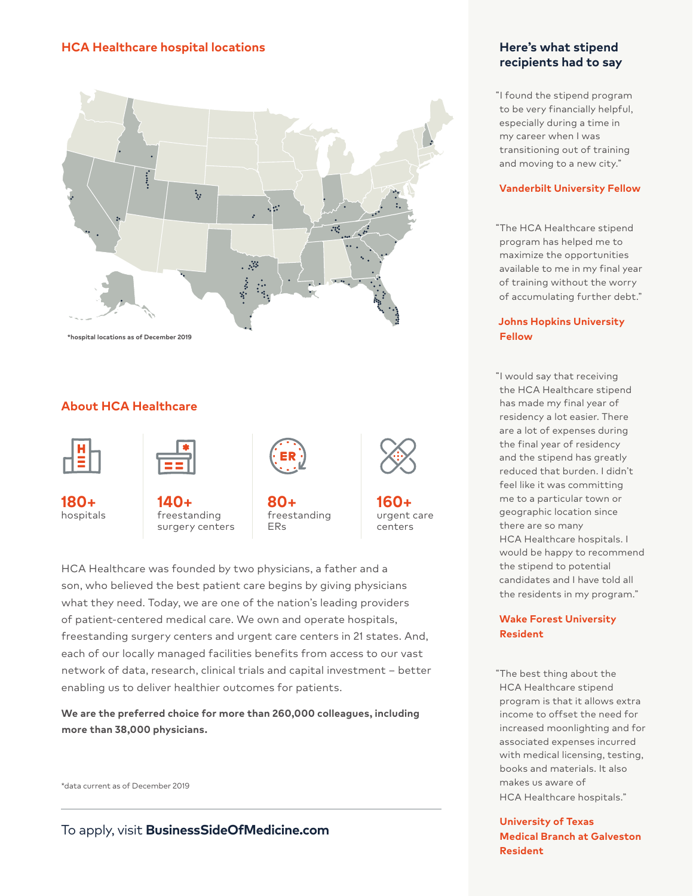## HCA Healthcare hospital locations

*hospital locations as of December 2019

## About HCA Healthcare

**180+**
hospitals

**140+**
freestanding surgery centers

**80+**
freestanding ERs

**160+**
urgent care centers

HCA Healthcare was founded by two physicians, a father and a son, who believed the best patient care begins by giving physicians what they need. Today, we are one of the nation's leading providers of patient-centered medical care. We own and operate hospitals, freestanding surgery centers and urgent care centers in 21 states. And, each of our locally managed facilities benefits from access to our vast network of data, research, clinical trials and capital investment – better enabling us to deliver healthier outcomes for patients.

**We are the preferred choice for more than 260,000 colleagues, including more than 38,000 physicians.**

*data current as of December 2019

To apply, visit **BusinessSideOfMedicine.com**

## Here's what stipend recipients had to say

"I found the stipend program to be very financially helpful, especially during a time in my career when I was transitioning out of training and moving to a new city."

**Vanderbilt University Fellow**

"The HCA Healthcare stipend program has helped me to maximize the opportunities available to me in my final year of training without the worry of accumulating further debt."

**Johns Hopkins University Fellow**

"I would say that receiving the HCA Healthcare stipend has made my final year of residency a lot easier. There are a lot of expenses during the final year of residency and the stipend has greatly reduced that burden. I didn't feel like it was committing me to a particular town or geographic location since there are so many HCA Healthcare hospitals. I would be happy to recommend the stipend to potential candidates and I have told all the residents in my program."

**Wake Forest University Resident**

"The best thing about the HCA Healthcare stipend program is that it allows extra income to offset the need for increased moonlighting and for associated expenses incurred with medical licensing, testing, books and materials. It also makes us aware of HCA Healthcare hospitals."

**University of Texas Medical Branch at Galveston Resident**